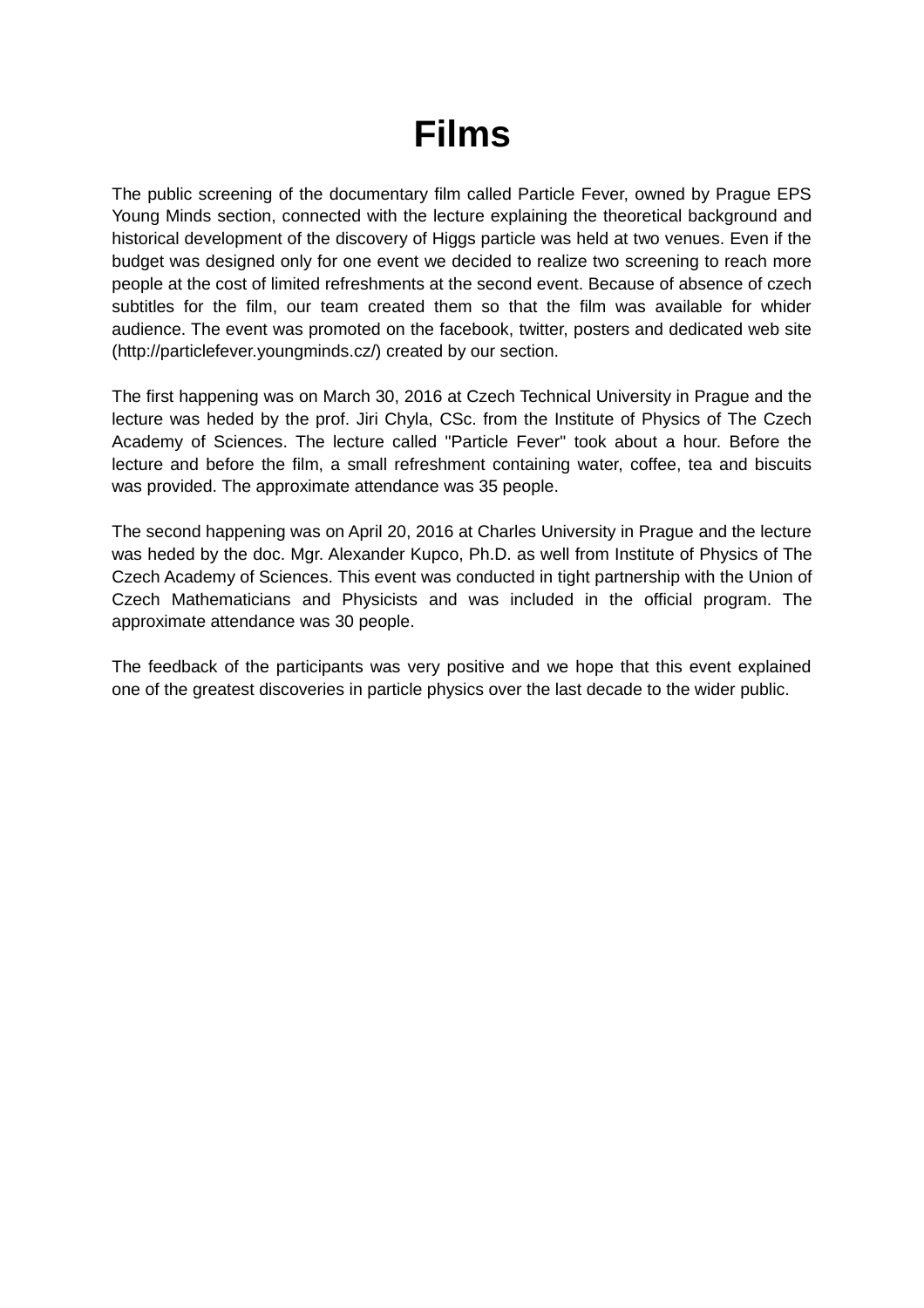# Films

The public screening of the documentary film called Particle Fever, owned by Prague EPS Young Minds section, connected with the lecture explaining the theoretical background and historical development of the discovery of Higgs particle was held at two venues. Even if the budget was designed only for one event we decided to realize two screening to reach more people at the cost of limited refreshments at the second event. Because of absence of czech subtitles for the film, our team created them so that the film was available for whider audience. The event was promoted on the facebook, twitter, posters and dedicated web site (http://particlefever.youngminds.cz/) created by our section.

The first happening was on March 30, 2016 at Czech Technical University in Prague and the lecture was heded by the prof. Jiri Chyla, CSc. from the Institute of Physics of The Czech Academy of Sciences. The lecture called "Particle Fever" took about a hour. Before the lecture and before the film, a small refreshment containing water, coffee, tea and biscuits was provided. The approximate attendance was 35 people.

The second happening was on April 20, 2016 at Charles University in Prague and the lecture was heded by the doc. Mgr. Alexander Kupco, Ph.D. as well from Institute of Physics of The Czech Academy of Sciences. This event was conducted in tight partnership with the Union of Czech Mathematicians and Physicists and was included in the official program. The approximate attendance was 30 people.

The feedback of the participants was very positive and we hope that this event explained one of the greatest discoveries in particle physics over the last decade to the wider public.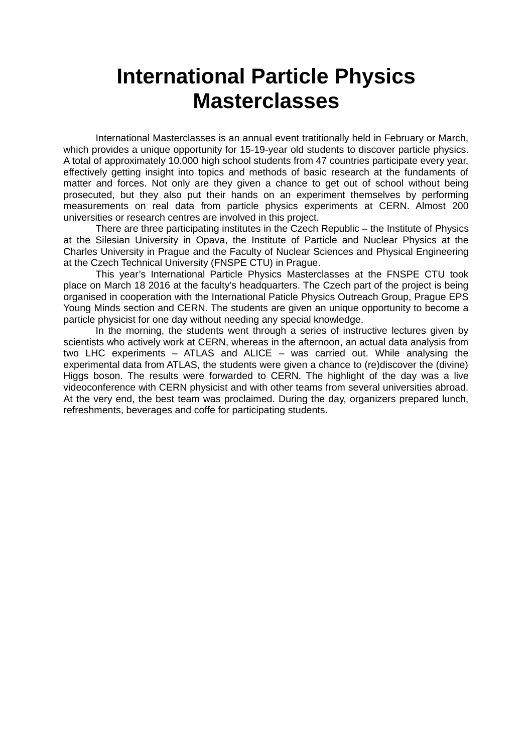# International Particle Physics Masterclasses

International Masterclasses is an annual event tratitionally held in February or March, which provides a unique opportunity for 15-19-year old students to discover particle physics. A total of approximately 10.000 high school students from 47 countries participate every year, effectively getting insight into topics and methods of basic research at the fundaments of matter and forces. Not only are they given a chance to get out of school without being prosecuted, but they also put their hands on an experiment themselves by performing measurements on real data from particle physics experiments at CERN. Almost 200 universities or research centres are involved in this project.

There are three participating institutes in the Czech Republic – the Institute of Physics at the Silesian University in Opava, the Institute of Particle and Nuclear Physics at the Charles University in Prague and the Faculty of Nuclear Sciences and Physical Engineering at the Czech Technical University (FNSPE CTU) in Prague.

This year's International Particle Physics Masterclasses at the FNSPE CTU took place on March 18 2016 at the faculty's headquarters. The Czech part of the project is being organised in cooperation with the International Paticle Physics Outreach Group, Prague EPS Young Minds section and CERN. The students are given an unique opportunity to become a particle physicist for one day without needing any special knowledge.

In the morning, the students went through a series of instructive lectures given by scientists who actively work at CERN, whereas in the afternoon, an actual data analysis from two LHC experiments – ATLAS and ALICE – was carried out. While analysing the experimental data from ATLAS, the students were given a chance to (re)discover the (divine) Higgs boson. The results were forwarded to CERN. The highlight of the day was a live videoconference with CERN physicist and with other teams from several universities abroad. At the very end, the best team was proclaimed. During the day, organizers prepared lunch, refreshments, beverages and coffe for participating students.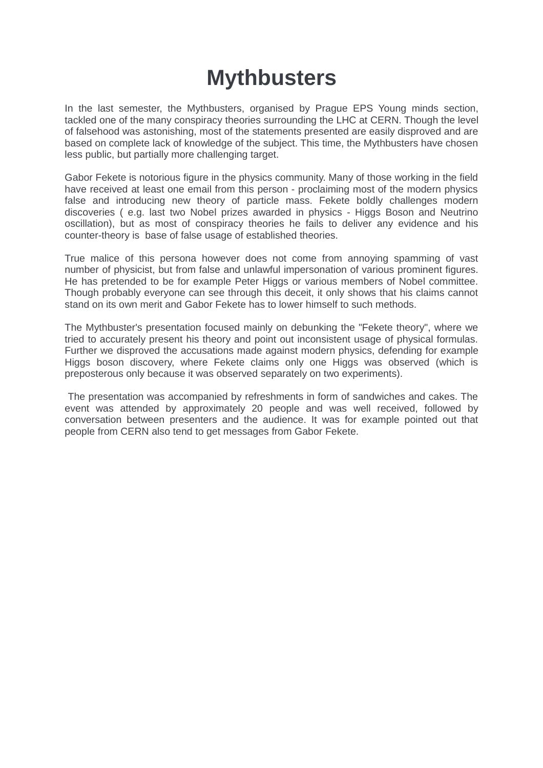# Mythbusters

In the last semester, the Mythbusters, organised by Prague EPS Young minds section, tackled one of the many conspiracy theories surrounding the LHC at CERN. Though the level of falsehood was astonishing, most of the statements presented are easily disproved and are based on complete lack of knowledge of the subject. This time, the Mythbusters have chosen less public, but partially more challenging target.

Gabor Fekete is notorious figure in the physics community. Many of those working in the field have received at least one email from this person - proclaiming most of the modern physics false and introducing new theory of particle mass. Fekete boldly challenges modern discoveries ( e.g. last two Nobel prizes awarded in physics - Higgs Boson and Neutrino oscillation), but as most of conspiracy theories he fails to deliver any evidence and his counter-theory is base of false usage of established theories.

True malice of this persona however does not come from annoying spamming of vast number of physicist, but from false and unlawful impersonation of various prominent figures. He has pretended to be for example Peter Higgs or various members of Nobel committee. Though probably everyone can see through this deceit, it only shows that his claims cannot stand on its own merit and Gabor Fekete has to lower himself to such methods.

The Mythbuster's presentation focused mainly on debunking the "Fekete theory", where we tried to accurately present his theory and point out inconsistent usage of physical formulas. Further we disproved the accusations made against modern physics, defending for example Higgs boson discovery, where Fekete claims only one Higgs was observed (which is preposterous only because it was observed separately on two experiments).

The presentation was accompanied by refreshments in form of sandwiches and cakes. The event was attended by approximately 20 people and was well received, followed by conversation between presenters and the audience. It was for example pointed out that people from CERN also tend to get messages from Gabor Fekete.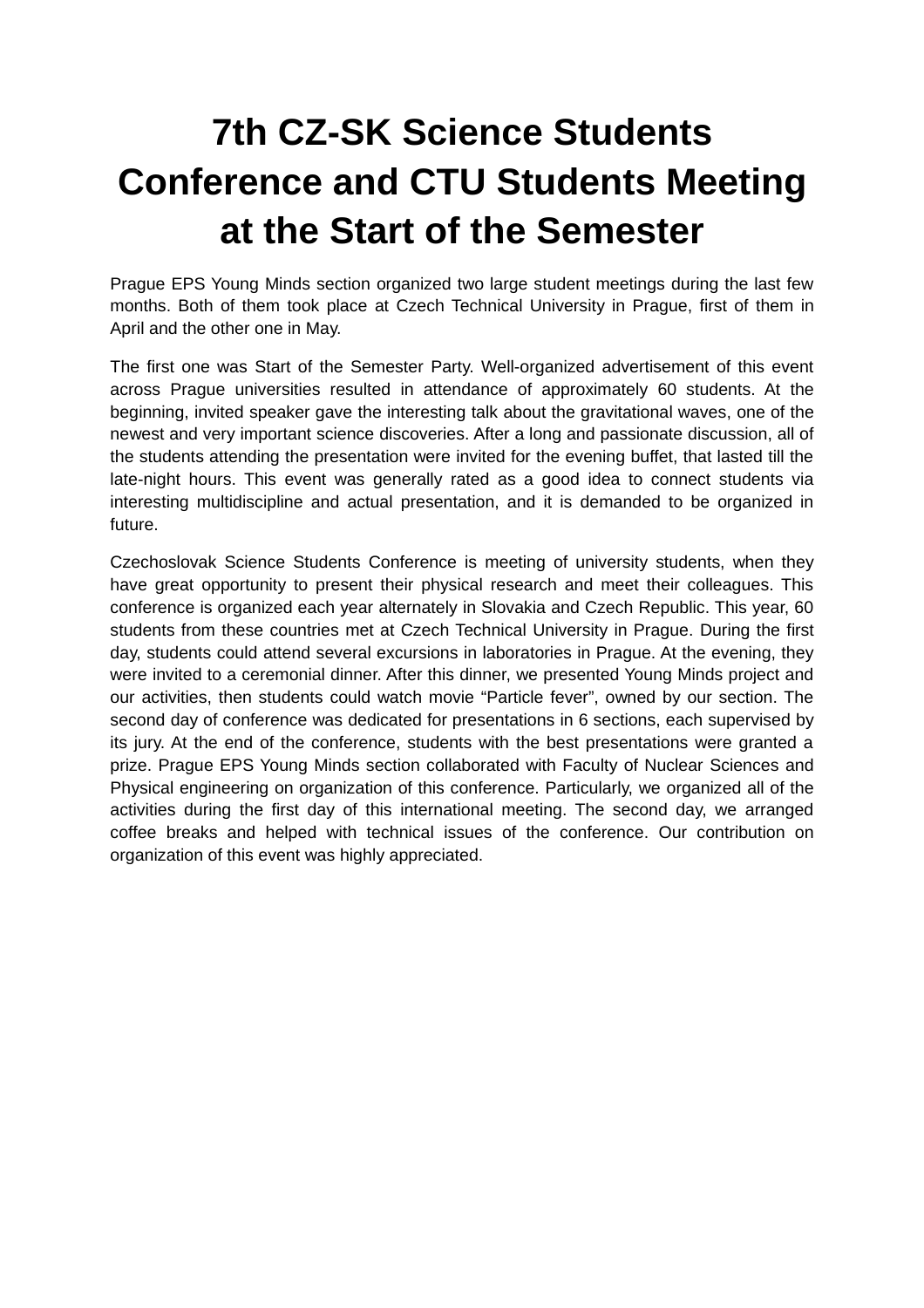# 7th CZ-SK Science Students Conference and CTU Students Meeting at the Start of the Semester

Prague EPS Young Minds section organized two large student meetings during the last few months. Both of them took place at Czech Technical University in Prague, first of them in April and the other one in May.

The first one was Start of the Semester Party. Well-organized advertisement of this event across Prague universities resulted in attendance of approximately 60 students. At the beginning, invited speaker gave the interesting talk about the gravitational waves, one of the newest and very important science discoveries. After a long and passionate discussion, all of the students attending the presentation were invited for the evening buffet, that lasted till the late-night hours. This event was generally rated as a good idea to connect students via interesting multidiscipline and actual presentation, and it is demanded to be organized in future.

Czechoslovak Science Students Conference is meeting of university students, when they have great opportunity to present their physical research and meet their colleagues. This conference is organized each year alternately in Slovakia and Czech Republic. This year, 60 students from these countries met at Czech Technical University in Prague. During the first day, students could attend several excursions in laboratories in Prague. At the evening, they were invited to a ceremonial dinner. After this dinner, we presented Young Minds project and our activities, then students could watch movie “Particle fever”, owned by our section. The second day of conference was dedicated for presentations in 6 sections, each supervised by its jury. At the end of the conference, students with the best presentations were granted a prize. Prague EPS Young Minds section collaborated with Faculty of Nuclear Sciences and Physical engineering on organization of this conference. Particularly, we organized all of the activities during the first day of this international meeting. The second day, we arranged coffee breaks and helped with technical issues of the conference. Our contribution on organization of this event was highly appreciated.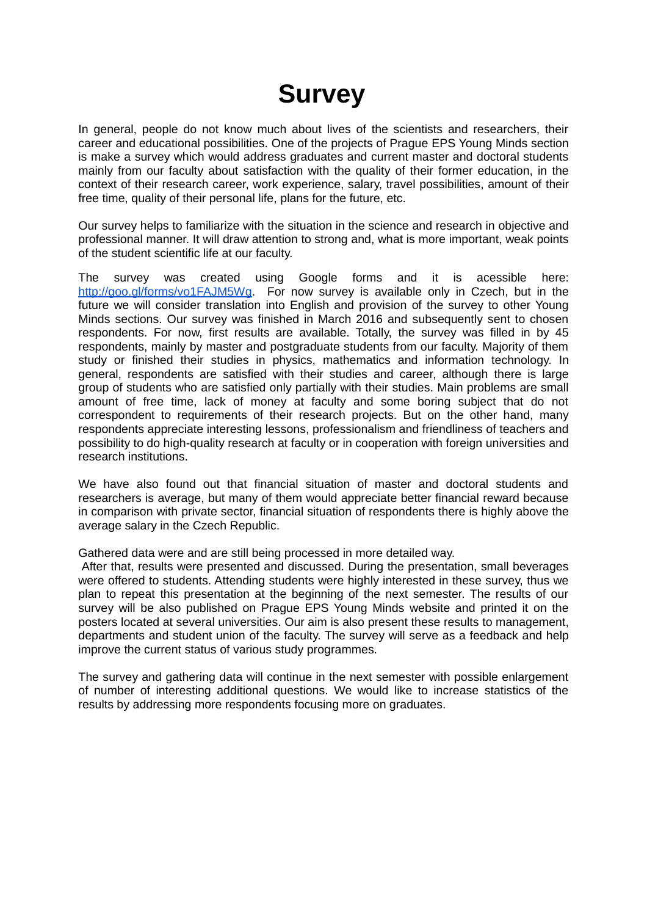# Survey

In general, people do not know much about lives of the scientists and researchers, their career and educational possibilities. One of the projects of Prague EPS Young Minds section is make a survey which would address graduates and current master and doctoral students mainly from our faculty about satisfaction with the quality of their former education, in the context of their research career, work experience, salary, travel possibilities, amount of their free time, quality of their personal life, plans for the future, etc.

Our survey helps to familiarize with the situation in the science and research in objective and professional manner. It will draw attention to strong and, what is more important, weak points of the student scientific life at our faculty.

The survey was created using Google forms and it is acessible here: [http://goo.gl/forms/vo1FAJM5Wg](http://goo.gl/forms/vo1FAJM5Wg). For now survey is available only in Czech, but in the future we will consider translation into English and provision of the survey to other Young Minds sections. Our survey was finished in March 2016 and subsequently sent to chosen respondents. For now, first results are available. Totally, the survey was filled in by 45 respondents, mainly by master and postgraduate students from our faculty. Majority of them study or finished their studies in physics, mathematics and information technology. In general, respondents are satisfied with their studies and career, although there is large group of students who are satisfied only partially with their studies. Main problems are small amount of free time, lack of money at faculty and some boring subject that do not correspondent to requirements of their research projects. But on the other hand, many respondents appreciate interesting lessons, professionalism and friendliness of teachers and possibility to do high-quality research at faculty or in cooperation with foreign universities and research institutions.

We have also found out that financial situation of master and doctoral students and researchers is average, but many of them would appreciate better financial reward because in comparison with private sector, financial situation of respondents there is highly above the average salary in the Czech Republic.

Gathered data were and are still being processed in more detailed way.
After that, results were presented and discussed. During the presentation, small beverages were offered to students. Attending students were highly interested in these survey, thus we plan to repeat this presentation at the beginning of the next semester. The results of our survey will be also published on Prague EPS Young Minds website and printed it on the posters located at several universities. Our aim is also present these results to management, departments and student union of the faculty. The survey will serve as a feedback and help improve the current status of various study programmes.

The survey and gathering data will continue in the next semester with possible enlargement of number of interesting additional questions. We would like to increase statistics of the results by addressing more respondents focusing more on graduates.